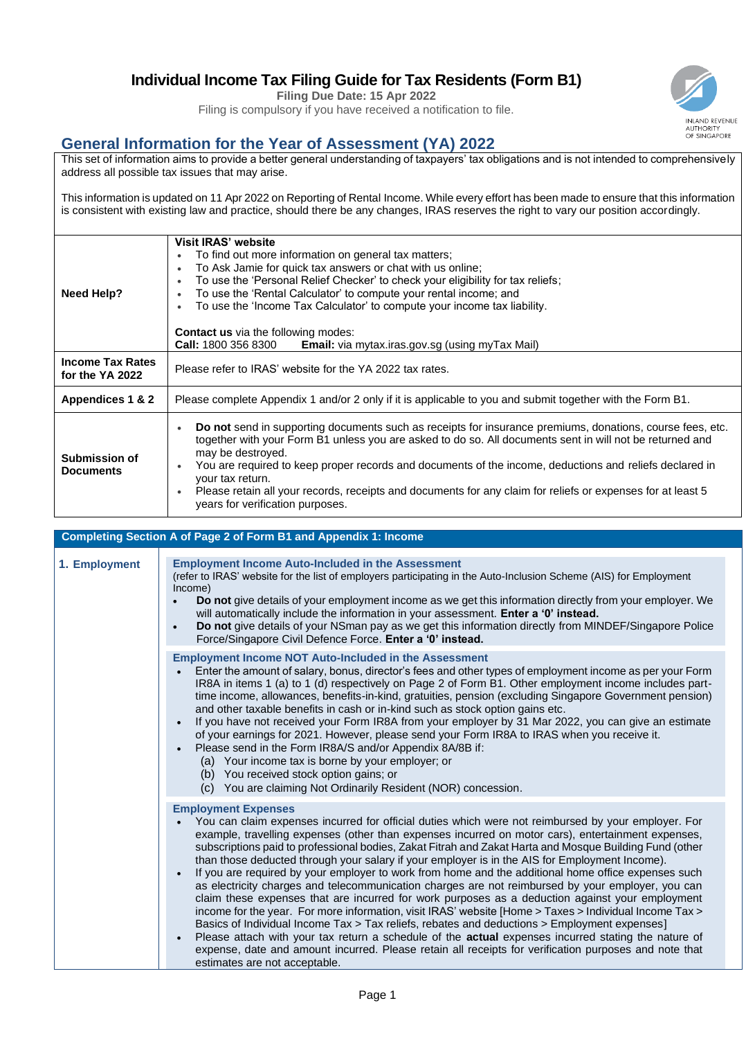# Individual Income Tax Filing Guide for Tax Residents (Form B1)

**Filing Due Date: 15 Apr 2022**

Filing is compulsory if you have received a notification to file.

INLAND REVENUE AUTHORITY OF SINGAPORE

## General Information for the Year of Assessment (YA) 2022

This set of information aims to provide a better general understanding of taxpayers' tax obligations and is not intended to comprehensively address all possible tax issues that may arise.

This information is updated on 11 Apr 2022 on Reporting of Rental Income. While every effort has been made to ensure that this information is consistent with existing law and practice, should there be any changes, IRAS reserves the right to vary our position accordingly.

| | |
|---|---|
| **Need Help?** | **Visit IRAS' website**<br>• To find out more information on general tax matters;<br>• To Ask Jamie for quick tax answers or chat with us online;<br>• To use the 'Personal Relief Checker' to check your eligibility for tax reliefs;<br>• To use the 'Rental Calculator' to compute your rental income; and<br>• To use the 'Income Tax Calculator' to compute your income tax liability.<br><br>**Contact us** via the following modes:<br>**Call:** 1800 356 8300 **Email:** via mytax.iras.gov.sg (using myTax Mail) |
| **Income Tax Rates for the YA 2022** | Please refer to IRAS' website for the YA 2022 tax rates. |
| **Appendices 1 & 2** | Please complete Appendix 1 and/or 2 only if it is applicable to you and submit together with the Form B1. |
| **Submission of Documents** | • **Do not** send in supporting documents such as receipts for insurance premiums, donations, course fees, etc. together with your Form B1 unless you are asked to do so. All documents sent in will not be returned and may be destroyed.<br>• You are required to keep proper records and documents of the income, deductions and reliefs declared in your tax return.<br>• Please retain all your records, receipts and documents for any claim for reliefs or expenses for at least 5 years for verification purposes. |

## Completing Section A of Page 2 of Form B1 and Appendix 1: Income

### 1. Employment

**Employment Income Auto-Included in the Assessment**

(refer to IRAS' website for the list of employers participating in the Auto-Inclusion Scheme (AIS) for Employment Income)

- **Do not** give details of your employment income as we get this information directly from your employer. We will automatically include the information in your assessment. **Enter a '0' instead.**
- **Do not** give details of your NSman pay as we get this information directly from MINDEF/Singapore Police Force/Singapore Civil Defence Force. **Enter a '0' instead.**

**Employment Income NOT Auto-Included in the Assessment**

- Enter the amount of salary, bonus, director's fees and other types of employment income as per your Form IR8A in items 1 (a) to 1 (d) respectively on Page 2 of Form B1. Other employment income includes part-time income, allowances, benefits-in-kind, gratuities, pension (excluding Singapore Government pension) and other taxable benefits in cash or in-kind such as stock option gains etc.
- If you have not received your Form IR8A from your employer by 31 Mar 2022, you can give an estimate of your earnings for 2021. However, please send your Form IR8A to IRAS when you receive it.
- Please send in the Form IR8A/S and/or Appendix 8A/8B if:
  - (a) Your income tax is borne by your employer; or
  - (b) You received stock option gains; or
  - (c) You are claiming Not Ordinarily Resident (NOR) concession.

**Employment Expenses**

- You can claim expenses incurred for official duties which were not reimbursed by your employer. For example, travelling expenses (other than expenses incurred on motor cars), entertainment expenses, subscriptions paid to professional bodies, Zakat Fitrah and Zakat Harta and Mosque Building Fund (other than those deducted through your salary if your employer is in the AIS for Employment Income).
- If you are required by your employer to work from home and the additional home office expenses such as electricity charges and telecommunication charges are not reimbursed by your employer, you can claim these expenses that are incurred for work purposes as a deduction against your employment income for the year. For more information, visit IRAS' website [Home > Taxes > Individual Income Tax > Basics of Individual Income Tax > Tax reliefs, rebates and deductions > Employment expenses]
- Please attach with your tax return a schedule of the **actual** expenses incurred stating the nature of expense, date and amount incurred. Please retain all receipts for verification purposes and note that estimates are not acceptable.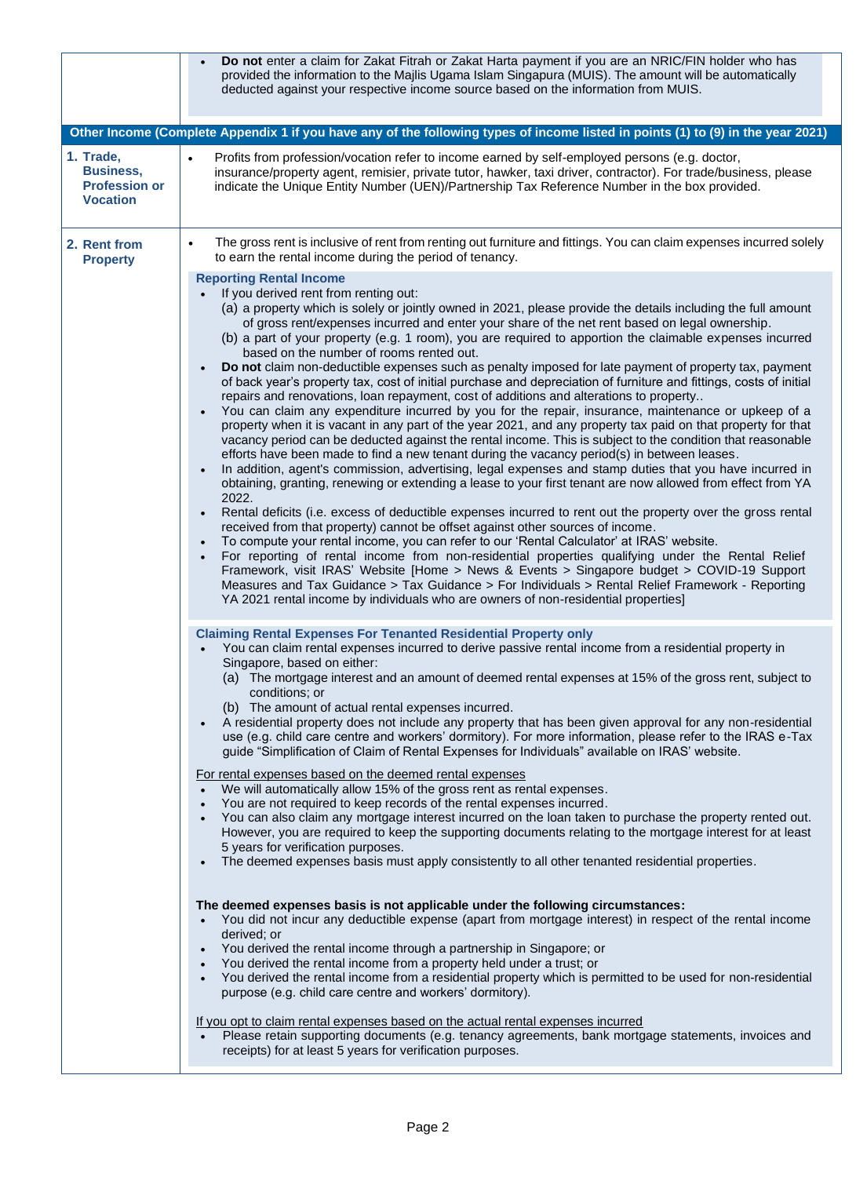- **Do not** enter a claim for Zakat Fitrah or Zakat Harta payment if you are an NRIC/FIN holder who has provided the information to the Majlis Ugama Islam Singapura (MUIS). The amount will be automatically deducted against your respective income source based on the information from MUIS.

## Other Income (Complete Appendix 1 if you have any of the following types of income listed in points (1) to (9) in the year 2021)

### 1. Trade, Business, Profession or Vocation

- Profits from profession/vocation refer to income earned by self-employed persons (e.g. doctor, insurance/property agent, remisier, private tutor, hawker, taxi driver, contractor). For trade/business, please indicate the Unique Entity Number (UEN)/Partnership Tax Reference Number in the box provided.

### 2. Rent from Property

- The gross rent is inclusive of rent from renting out furniture and fittings. You can claim expenses incurred solely to earn the rental income during the period of tenancy.

**Reporting Rental Income**

- If you derived rent from renting out:
  - (a) a property which is solely or jointly owned in 2021, please provide the details including the full amount of gross rent/expenses incurred and enter your share of the net rent based on legal ownership.
  - (b) a part of your property (e.g. 1 room), you are required to apportion the claimable expenses incurred based on the number of rooms rented out.
- **Do not** claim non-deductible expenses such as penalty imposed for late payment of property tax, payment of back year's property tax, cost of initial purchase and depreciation of furniture and fittings, costs of initial repairs and renovations, loan repayment, cost of additions and alterations to property..
- You can claim any expenditure incurred by you for the repair, insurance, maintenance or upkeep of a property when it is vacant in any part of the year 2021, and any property tax paid on that property for that vacancy period can be deducted against the rental income. This is subject to the condition that reasonable efforts have been made to find a new tenant during the vacancy period(s) in between leases.
- In addition, agent's commission, advertising, legal expenses and stamp duties that you have incurred in obtaining, granting, renewing or extending a lease to your first tenant are now allowed from effect from YA 2022.
- Rental deficits (i.e. excess of deductible expenses incurred to rent out the property over the gross rental received from that property) cannot be offset against other sources of income.
- To compute your rental income, you can refer to our 'Rental Calculator' at IRAS' website.
- For reporting of rental income from non-residential properties qualifying under the Rental Relief Framework, visit IRAS' Website [Home > News & Events > Singapore budget > COVID-19 Support Measures and Tax Guidance > Tax Guidance > For Individuals > Rental Relief Framework - Reporting YA 2021 rental income by individuals who are owners of non-residential properties]

**Claiming Rental Expenses For Tenanted Residential Property only**

- You can claim rental expenses incurred to derive passive rental income from a residential property in Singapore, based on either:
  - (a) The mortgage interest and an amount of deemed rental expenses at 15% of the gross rent, subject to conditions; or
  - (b) The amount of actual rental expenses incurred.
- A residential property does not include any property that has been given approval for any non-residential use (e.g. child care centre and workers' dormitory). For more information, please refer to the IRAS e-Tax guide "Simplification of Claim of Rental Expenses for Individuals" available on IRAS' website.

<u>For rental expenses based on the deemed rental expenses</u>

- We will automatically allow 15% of the gross rent as rental expenses.
- You are not required to keep records of the rental expenses incurred.
- You can also claim any mortgage interest incurred on the loan taken to purchase the property rented out. However, you are required to keep the supporting documents relating to the mortgage interest for at least 5 years for verification purposes.
- The deemed expenses basis must apply consistently to all other tenanted residential properties.

**The deemed expenses basis is not applicable under the following circumstances:**

- You did not incur any deductible expense (apart from mortgage interest) in respect of the rental income derived; or
- You derived the rental income through a partnership in Singapore; or
- You derived the rental income from a property held under a trust; or
- You derived the rental income from a residential property which is permitted to be used for non-residential purpose (e.g. child care centre and workers' dormitory).

<u>If you opt to claim rental expenses based on the actual rental expenses incurred</u>

- Please retain supporting documents (e.g. tenancy agreements, bank mortgage statements, invoices and receipts) for at least 5 years for verification purposes.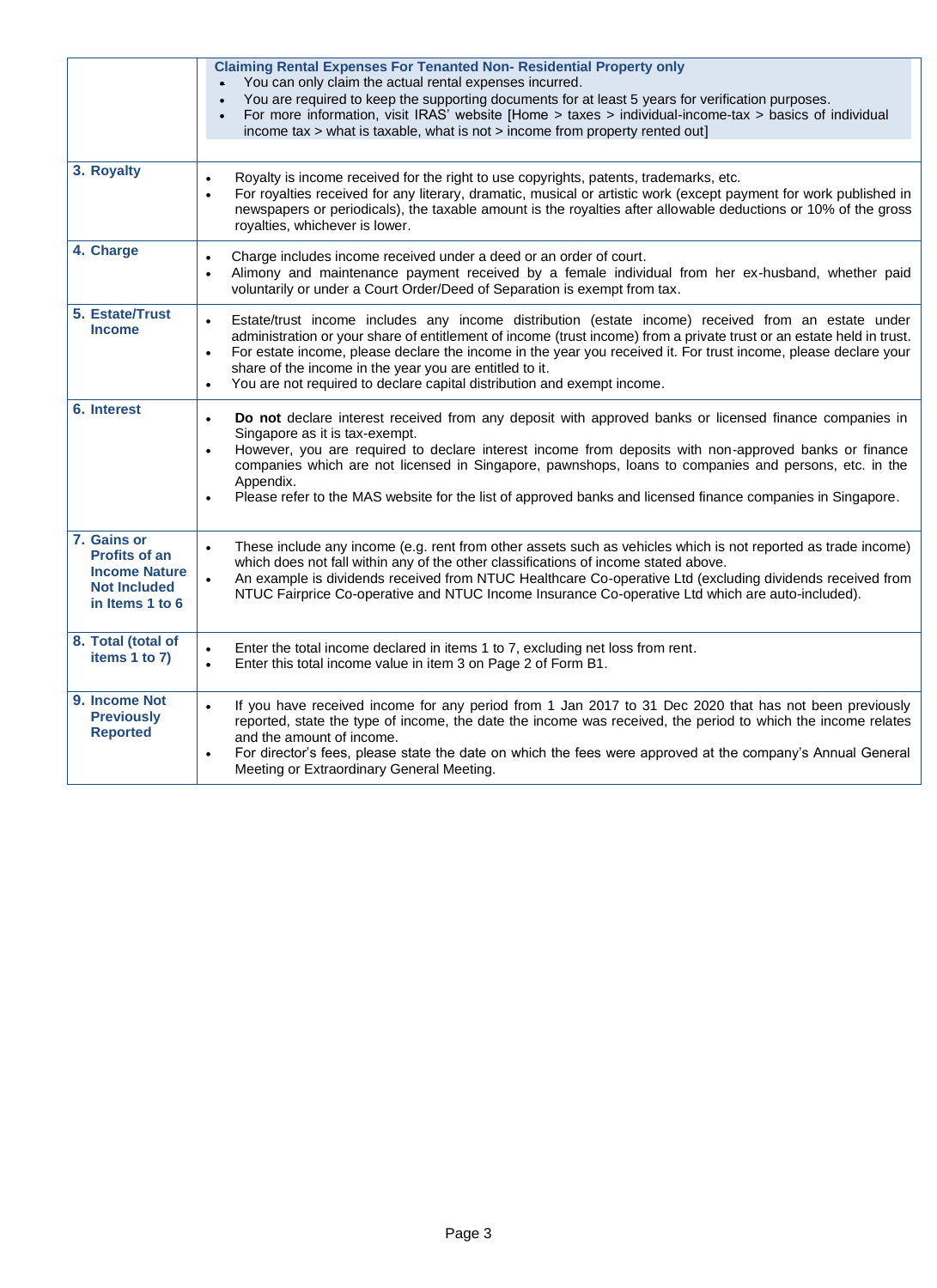| | |
|---|---|
| | **Claiming Rental Expenses For Tenanted Non- Residential Property only**<br>• You can only claim the actual rental expenses incurred.<br>• You are required to keep the supporting documents for at least 5 years for verification purposes.<br>• For more information, visit IRAS' website [Home > taxes > individual-income-tax > basics of individual income tax > what is taxable, what is not > income from property rented out] |
| **3. Royalty** | • Royalty is income received for the right to use copyrights, patents, trademarks, etc.<br>• For royalties received for any literary, dramatic, musical or artistic work (except payment for work published in newspapers or periodicals), the taxable amount is the royalties after allowable deductions or 10% of the gross royalties, whichever is lower. |
| **4. Charge** | • Charge includes income received under a deed or an order of court.<br>• Alimony and maintenance payment received by a female individual from her ex-husband, whether paid voluntarily or under a Court Order/Deed of Separation is exempt from tax. |
| **5. Estate/Trust Income** | • Estate/trust income includes any income distribution (estate income) received from an estate under administration or your share of entitlement of income (trust income) from a private trust or an estate held in trust.<br>• For estate income, please declare the income in the year you received it. For trust income, please declare your share of the income in the year you are entitled to it.<br>• You are not required to declare capital distribution and exempt income. |
| **6. Interest** | • **Do not** declare interest received from any deposit with approved banks or licensed finance companies in Singapore as it is tax-exempt.<br>• However, you are required to declare interest income from deposits with non-approved banks or finance companies which are not licensed in Singapore, pawnshops, loans to companies and persons, etc. in the Appendix.<br>• Please refer to the MAS website for the list of approved banks and licensed finance companies in Singapore. |
| **7. Gains or Profits of an Income Nature Not Included in Items 1 to 6** | • These include any income (e.g. rent from other assets such as vehicles which is not reported as trade income) which does not fall within any of the other classifications of income stated above.<br>• An example is dividends received from NTUC Healthcare Co-operative Ltd (excluding dividends received from NTUC Fairprice Co-operative and NTUC Income Insurance Co-operative Ltd which are auto-included). |
| **8. Total (total of items 1 to 7)** | • Enter the total income declared in items 1 to 7, excluding net loss from rent.<br>• Enter this total income value in item 3 on Page 2 of Form B1. |
| **9. Income Not Previously Reported** | • If you have received income for any period from 1 Jan 2017 to 31 Dec 2020 that has not been previously reported, state the type of income, the date the income was received, the period to which the income relates and the amount of income.<br>• For director's fees, please state the date on which the fees were approved at the company's Annual General Meeting or Extraordinary General Meeting. |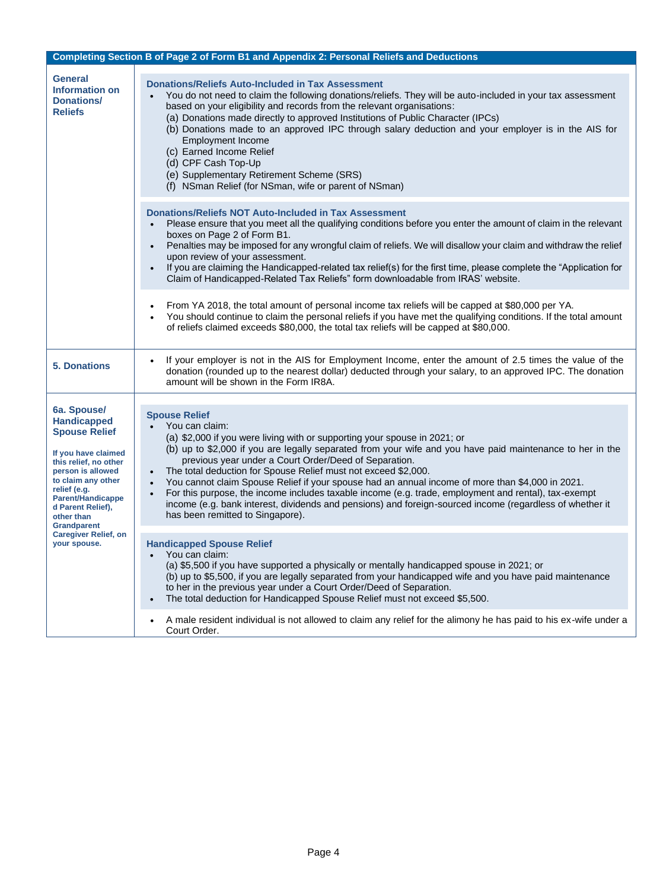## Completing Section B of Page 2 of Form B1 and Appendix 2: Personal Reliefs and Deductions

### General Information on Donations/ Reliefs

**Donations/Reliefs Auto-Included in Tax Assessment**

- You do not need to claim the following donations/reliefs. They will be auto-included in your tax assessment based on your eligibility and records from the relevant organisations:
  - (a) Donations made directly to approved Institutions of Public Character (IPCs)
  - (b) Donations made to an approved IPC through salary deduction and your employer is in the AIS for Employment Income
  - (c) Earned Income Relief
  - (d) CPF Cash Top-Up
  - (e) Supplementary Retirement Scheme (SRS)
  - (f) NSman Relief (for NSman, wife or parent of NSman)

**Donations/Reliefs NOT Auto-Included in Tax Assessment**

- Please ensure that you meet all the qualifying conditions before you enter the amount of claim in the relevant boxes on Page 2 of Form B1.
- Penalties may be imposed for any wrongful claim of reliefs. We will disallow your claim and withdraw the relief upon review of your assessment.
- If you are claiming the Handicapped-related tax relief(s) for the first time, please complete the "Application for Claim of Handicapped-Related Tax Reliefs" form downloadable from IRAS' website.

- From YA 2018, the total amount of personal income tax reliefs will be capped at $80,000 per YA.
- You should continue to claim the personal reliefs if you have met the qualifying conditions. If the total amount of reliefs claimed exceeds $80,000, the total tax reliefs will be capped at $80,000.

### 5. Donations

- If your employer is not in the AIS for Employment Income, enter the amount of 2.5 times the value of the donation (rounded up to the nearest dollar) deducted through your salary, to an approved IPC. The donation amount will be shown in the Form IR8A.

### 6a. Spouse/ Handicapped Spouse Relief

**If you have claimed this relief, no other person is allowed to claim any other relief (e.g. Parent/Handicapped Parent Relief), other than Grandparent Caregiver Relief, on your spouse.**

**Spouse Relief**

- You can claim:
  - (a) $2,000 if you were living with or supporting your spouse in 2021; or
  - (b) up to $2,000 if you are legally separated from your wife and you have paid maintenance to her in the previous year under a Court Order/Deed of Separation.
- The total deduction for Spouse Relief must not exceed $2,000.
- You cannot claim Spouse Relief if your spouse had an annual income of more than $4,000 in 2021.
- For this purpose, the income includes taxable income (e.g. trade, employment and rental), tax-exempt income (e.g. bank interest, dividends and pensions) and foreign-sourced income (regardless of whether it has been remitted to Singapore).

**Handicapped Spouse Relief**

- You can claim:
  - (a) $5,500 if you have supported a physically or mentally handicapped spouse in 2021; or
  - (b) up to $5,500, if you are legally separated from your handicapped wife and you have paid maintenance to her in the previous year under a Court Order/Deed of Separation.
- The total deduction for Handicapped Spouse Relief must not exceed $5,500.

- A male resident individual is not allowed to claim any relief for the alimony he has paid to his ex-wife under a Court Order.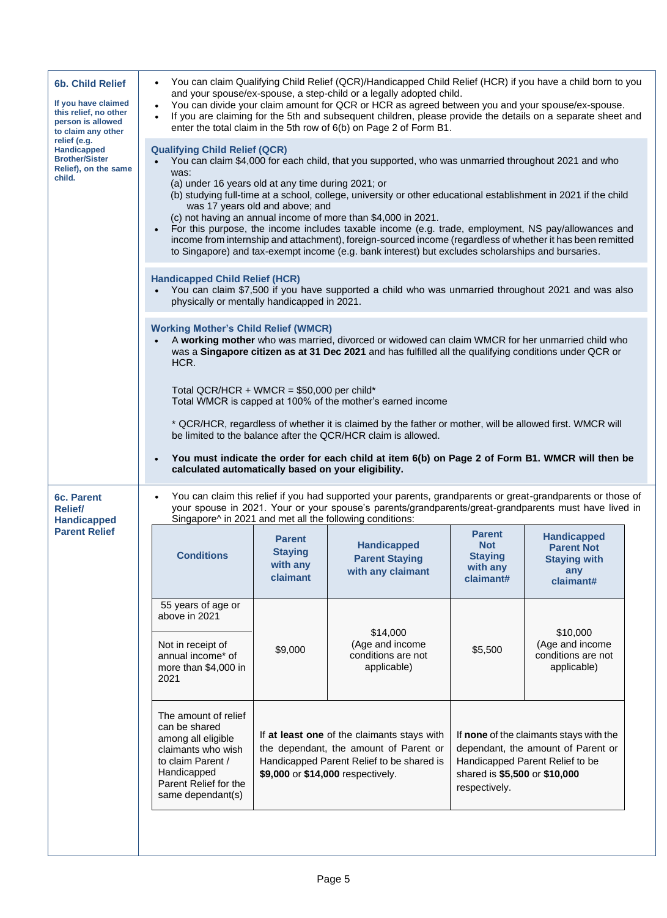## 6b. Child Relief

**If you have claimed this relief, no other person is allowed to claim any other relief (e.g. Handicapped Brother/Sister Relief), on the same child.**

- You can claim Qualifying Child Relief (QCR)/Handicapped Child Relief (HCR) if you have a child born to you and your spouse/ex-spouse, a step-child or a legally adopted child.
- You can divide your claim amount for QCR or HCR as agreed between you and your spouse/ex-spouse.
- If you are claiming for the 5th and subsequent children, please provide the details on a separate sheet and enter the total claim in the 5th row of 6(b) on Page 2 of Form B1.

### Qualifying Child Relief (QCR)

- You can claim $4,000 for each child, that you supported, who was unmarried throughout 2021 and who was:
  - (a) under 16 years old at any time during 2021; or
  - (b) studying full-time at a school, college, university or other educational establishment in 2021 if the child was 17 years old and above; and
  - (c) not having an annual income of more than $4,000 in 2021.
- For this purpose, the income includes taxable income (e.g. trade, employment, NS pay/allowances and income from internship and attachment), foreign-sourced income (regardless of whether it has been remitted to Singapore) and tax-exempt income (e.g. bank interest) but excludes scholarships and bursaries.

### Handicapped Child Relief (HCR)

- You can claim $7,500 if you have supported a child who was unmarried throughout 2021 and was also physically or mentally handicapped in 2021.

### Working Mother's Child Relief (WMCR)

- A **working mother** who was married, divorced or widowed can claim WMCR for her unmarried child who was a **Singapore citizen as at 31 Dec 2021** and has fulfilled all the qualifying conditions under QCR or HCR.

  Total QCR/HCR + WMCR = $50,000 per child*
  Total WMCR is capped at 100% of the mother's earned income

  * QCR/HCR, regardless of whether it is claimed by the father or mother, will be allowed first. WMCR will be limited to the balance after the QCR/HCR claim is allowed.

- **You must indicate the order for each child at item 6(b) on Page 2 of Form B1. WMCR will then be calculated automatically based on your eligibility.**

## 6c. Parent Relief/ Handicapped Parent Relief

- You can claim this relief if you had supported your parents, grandparents or great-grandparents or those of your spouse in 2021. Your or your spouse's parents/grandparents/great-grandparents must have lived in Singapore^ in 2021 and met all the following conditions:

| Conditions | Parent Staying with any claimant | Handicapped Parent Staying with any claimant | Parent Not Staying with any claimant# | Handicapped Parent Not Staying with any claimant# |
|---|---|---|---|---|
| 55 years of age or above in 2021<br><br>Not in receipt of annual income* of more than $4,000 in 2021 | $9,000 | $14,000 (Age and income conditions are not applicable) | $5,500 | $10,000 (Age and income conditions are not applicable) |
| The amount of relief can be shared among all eligible claimants who wish to claim Parent / Handicapped Parent Relief for the same dependant(s) | If **at least one** of the claimants stays with the dependant, the amount of Parent or Handicapped Parent Relief to be shared is **$9,000** or **$14,000** respectively. | | If **none** of the claimants stays with the dependant, the amount of Parent or Handicapped Parent Relief to be shared is **$5,500** or **$10,000** respectively. | |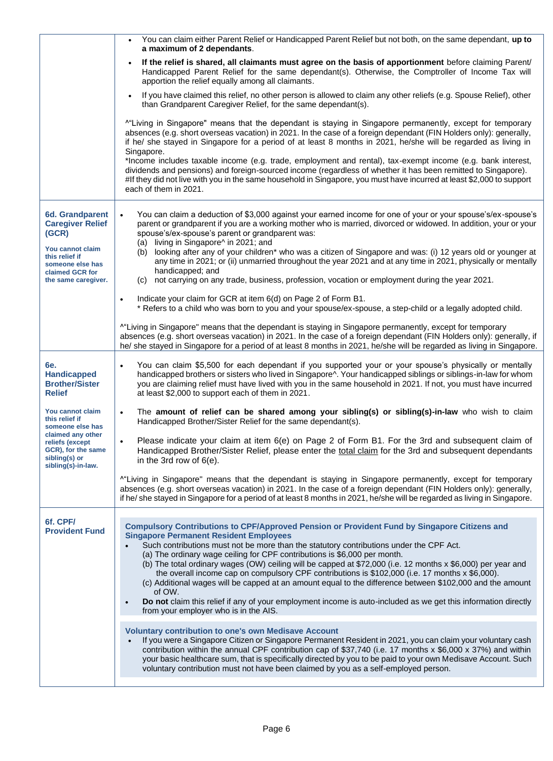| | |
|---|---|
| | • You can claim either Parent Relief or Handicapped Parent Relief but not both, on the same dependant, **up to a maximum of 2 dependants**.<br>• **If the relief is shared, all claimants must agree on the basis of apportionment** before claiming Parent/ Handicapped Parent Relief for the same dependant(s). Otherwise, the Comptroller of Income Tax will apportion the relief equally among all claimants.<br>• If you have claimed this relief, no other person is allowed to claim any other reliefs (e.g. Spouse Relief), other than Grandparent Caregiver Relief, for the same dependant(s).<br><br>^"Living in Singapore" means that the dependant is staying in Singapore permanently, except for temporary absences (e.g. short overseas vacation) in 2021. In the case of a foreign dependant (FIN Holders only): generally, if he/ she stayed in Singapore for a period of at least 8 months in 2021, he/she will be regarded as living in Singapore.<br>*Income includes taxable income (e.g. trade, employment and rental), tax-exempt income (e.g. bank interest, dividends and pensions) and foreign-sourced income (regardless of whether it has been remitted to Singapore).<br>#If they did not live with you in the same household in Singapore, you must have incurred at least $2,000 to support each of them in 2021. |
| **6d. Grandparent Caregiver Relief (GCR)**<br><br>**You cannot claim this relief if someone else has claimed GCR for the same caregiver.** | • You can claim a deduction of $3,000 against your earned income for one of your or your spouse's/ex-spouse's parent or grandparent if you are a working mother who is married, divorced or widowed. In addition, your or your spouse's/ex-spouse's parent or grandparent was:<br>(a) living in Singapore^ in 2021; and<br>(b) looking after any of your children* who was a citizen of Singapore and was: (i) 12 years old or younger at any time in 2021; or (ii) unmarried throughout the year 2021 and at any time in 2021, physically or mentally handicapped; and<br>(c) not carrying on any trade, business, profession, vocation or employment during the year 2021.<br>• Indicate your claim for GCR at item 6(d) on Page 2 of Form B1.<br>* Refers to a child who was born to you and your spouse/ex-spouse, a step-child or a legally adopted child.<br><br>^"Living in Singapore" means that the dependant is staying in Singapore permanently, except for temporary absences (e.g. short overseas vacation) in 2021. In the case of a foreign dependant (FIN Holders only): generally, if he/ she stayed in Singapore for a period of at least 8 months in 2021, he/she will be regarded as living in Singapore. |
| **6e. Handicapped Brother/Sister Relief**<br><br>**You cannot claim this relief if someone else has claimed any other reliefs (except GCR), for the same sibling(s) or sibling(s)-in-law.** | • You can claim $5,500 for each dependant if you supported your or your spouse's physically or mentally handicapped brothers or sisters who lived in Singapore^. Your handicapped siblings or siblings-in-law for whom you are claiming relief must have lived with you in the same household in 2021. If not, you must have incurred at least $2,000 to support each of them in 2021.<br>• The **amount of relief can be shared among your sibling(s) or sibling(s)-in-law** who wish to claim Handicapped Brother/Sister Relief for the same dependant(s).<br>• Please indicate your claim at item 6(e) on Page 2 of Form B1. For the 3rd and subsequent claim of Handicapped Brother/Sister Relief, please enter the total claim for the 3rd and subsequent dependants in the 3rd row of 6(e).<br><br>^"Living in Singapore" means that the dependant is staying in Singapore permanently, except for temporary absences (e.g. short overseas vacation) in 2021. In the case of a foreign dependant (FIN Holders only): generally, if he/ she stayed in Singapore for a period of at least 8 months in 2021, he/she will be regarded as living in Singapore. |
| **6f. CPF/ Provident Fund** | **Compulsory Contributions to CPF/Approved Pension or Provident Fund by Singapore Citizens and Singapore Permanent Resident Employees**<br>• Such contributions must not be more than the statutory contributions under the CPF Act.<br>(a) The ordinary wage ceiling for CPF contributions is $6,000 per month.<br>(b) The total ordinary wages (OW) ceiling will be capped at $72,000 (i.e. 12 months x $6,000) per year and the overall income cap on compulsory CPF contributions is $102,000 (i.e. 17 months x $6,000).<br>(c) Additional wages will be capped at an amount equal to the difference between $102,000 and the amount of OW.<br>• **Do not** claim this relief if any of your employment income is auto-included as we get this information directly from your employer who is in the AIS.<br><br>**Voluntary contribution to one's own Medisave Account**<br>• If you were a Singapore Citizen or Singapore Permanent Resident in 2021, you can claim your voluntary cash contribution within the annual CPF contribution cap of $37,740 (i.e. 17 months x $6,000 x 37%) and within your basic healthcare sum, that is specifically directed by you to be paid to your own Medisave Account. Such voluntary contribution must not have been claimed by you as a self-employed person. |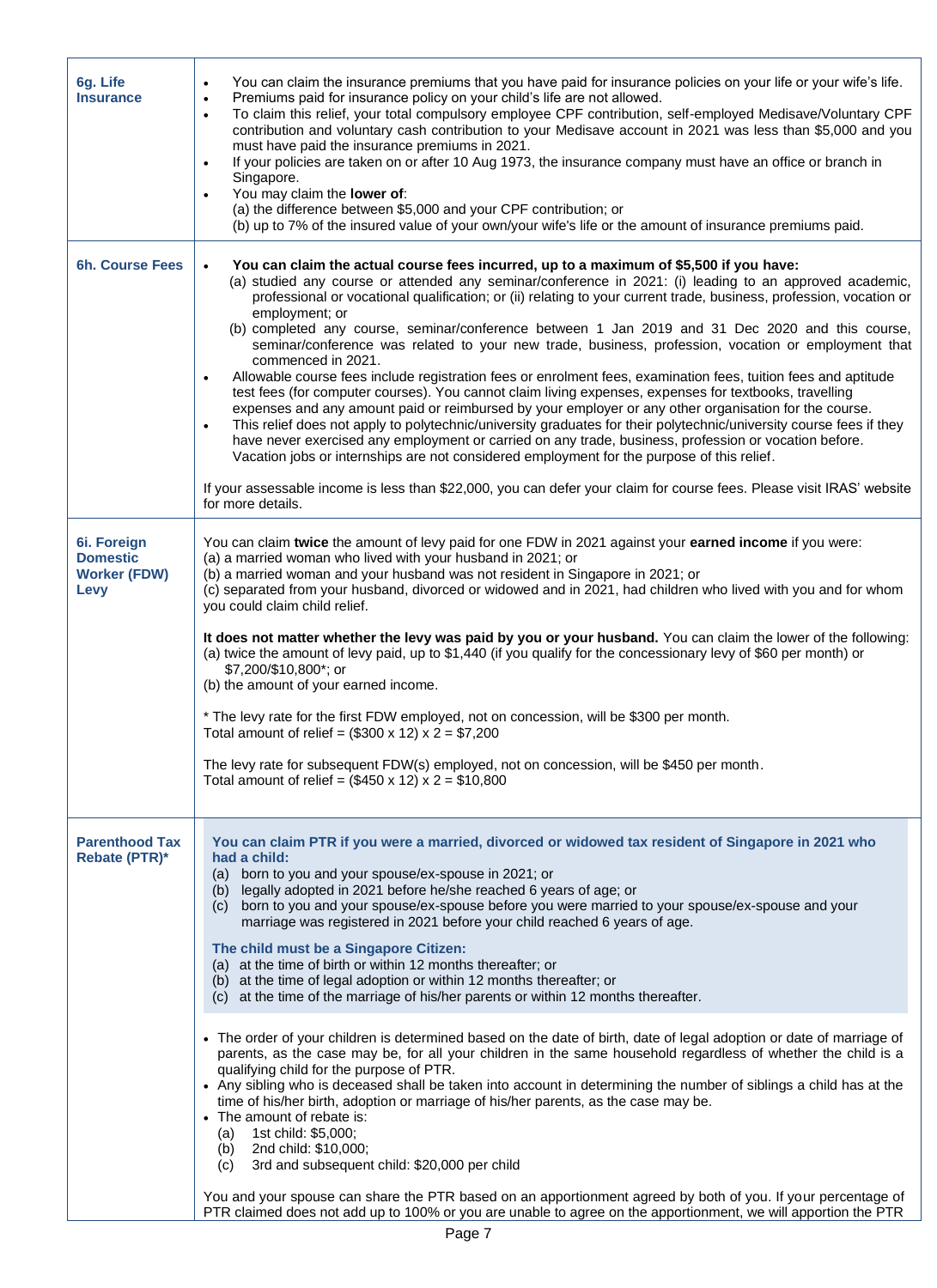| | |
|---|---|
| **6g. Life Insurance** | • You can claim the insurance premiums that you have paid for insurance policies on your life or your wife's life.<br>• Premiums paid for insurance policy on your child's life are not allowed.<br>• To claim this relief, your total compulsory employee CPF contribution, self-employed Medisave/Voluntary CPF contribution and voluntary cash contribution to your Medisave account in 2021 was less than $5,000 and you must have paid the insurance premiums in 2021.<br>• If your policies are taken on or after 10 Aug 1973, the insurance company must have an office or branch in Singapore.<br>• You may claim the **lower of**:<br>(a) the difference between $5,000 and your CPF contribution; or<br>(b) up to 7% of the insured value of your own/your wife's life or the amount of insurance premiums paid. |
| **6h. Course Fees** | • **You can claim the actual course fees incurred, up to a maximum of $5,500 if you have:**<br>(a) studied any course or attended any seminar/conference in 2021: (i) leading to an approved academic, professional or vocational qualification; or (ii) relating to your current trade, business, profession, vocation or employment; or<br>(b) completed any course, seminar/conference between 1 Jan 2019 and 31 Dec 2020 and this course, seminar/conference was related to your new trade, business, profession, vocation or employment that commenced in 2021.<br>• Allowable course fees include registration fees or enrolment fees, examination fees, tuition fees and aptitude test fees (for computer courses). You cannot claim living expenses, expenses for textbooks, travelling expenses and any amount paid or reimbursed by your employer or any other organisation for the course.<br>• This relief does not apply to polytechnic/university graduates for their polytechnic/university course fees if they have never exercised any employment or carried on any trade, business, profession or vocation before. Vacation jobs or internships are not considered employment for the purpose of this relief.<br><br>If your assessable income is less than $22,000, you can defer your claim for course fees. Please visit IRAS' website for more details. |
| **6i. Foreign Domestic Worker (FDW) Levy** | You can claim **twice** the amount of levy paid for one FDW in 2021 against your **earned income** if you were:<br>(a) a married woman who lived with your husband in 2021; or<br>(b) a married woman and your husband was not resident in Singapore in 2021; or<br>(c) separated from your husband, divorced or widowed and in 2021, had children who lived with you and for whom you could claim child relief.<br><br>**It does not matter whether the levy was paid by you or your husband.** You can claim the lower of the following:<br>(a) twice the amount of levy paid, up to $1,440 (if you qualify for the concessionary levy of $60 per month) or $7,200/$10,800*; or<br>(b) the amount of your earned income.<br><br>* The levy rate for the first FDW employed, not on concession, will be $300 per month.<br>Total amount of relief = ($300 x 12) x 2 = $7,200<br><br>The levy rate for subsequent FDW(s) employed, not on concession, will be $450 per month.<br>Total amount of relief = ($450 x 12) x 2 = $10,800 |
| **Parenthood Tax Rebate (PTR)*** | **You can claim PTR if you were a married, divorced or widowed tax resident of Singapore in 2021 who had a child:**<br>(a) born to you and your spouse/ex-spouse in 2021; or<br>(b) legally adopted in 2021 before he/she reached 6 years of age; or<br>(c) born to you and your spouse/ex-spouse before you were married to your spouse/ex-spouse and your marriage was registered in 2021 before your child reached 6 years of age.<br><br>**The child must be a Singapore Citizen:**<br>(a) at the time of birth or within 12 months thereafter; or<br>(b) at the time of legal adoption or within 12 months thereafter; or<br>(c) at the time of the marriage of his/her parents or within 12 months thereafter.<br><br>• The order of your children is determined based on the date of birth, date of legal adoption or date of marriage of parents, as the case may be, for all your children in the same household regardless of whether the child is a qualifying child for the purpose of PTR.<br>• Any sibling who is deceased shall be taken into account in determining the number of siblings a child has at the time of his/her birth, adoption or marriage of his/her parents, as the case may be.<br>• The amount of rebate is:<br>(a) 1st child: $5,000;<br>(b) 2nd child: $10,000;<br>(c) 3rd and subsequent child: $20,000 per child<br><br>You and your spouse can share the PTR based on an apportionment agreed by both of you. If your percentage of PTR claimed does not add up to 100% or you are unable to agree on the apportionment, we will apportion the PTR |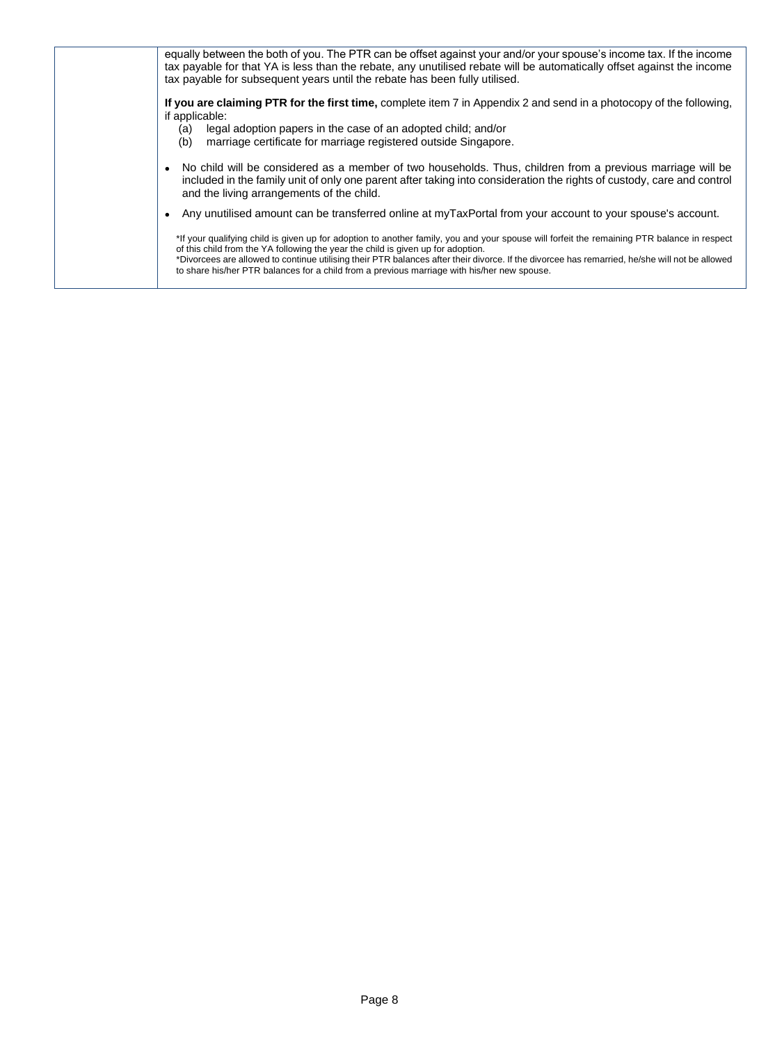equally between the both of you. The PTR can be offset against your and/or your spouse's income tax. If the income tax payable for that YA is less than the rebate, any unutilised rebate will be automatically offset against the income tax payable for subsequent years until the rebate has been fully utilised.

**If you are claiming PTR for the first time,** complete item 7 in Appendix 2 and send in a photocopy of the following, if applicable:

(a) legal adoption papers in the case of an adopted child; and/or
(b) marriage certificate for marriage registered outside Singapore.

- No child will be considered as a member of two households. Thus, children from a previous marriage will be included in the family unit of only one parent after taking into consideration the rights of custody, care and control and the living arrangements of the child.
- Any unutilised amount can be transferred online at myTaxPortal from your account to your spouse's account.

*If your qualifying child is given up for adoption to another family, you and your spouse will forfeit the remaining PTR balance in respect of this child from the YA following the year the child is given up for adoption.
*Divorcees are allowed to continue utilising their PTR balances after their divorce. If the divorcee has remarried, he/she will not be allowed to share his/her PTR balances for a child from a previous marriage with his/her new spouse.